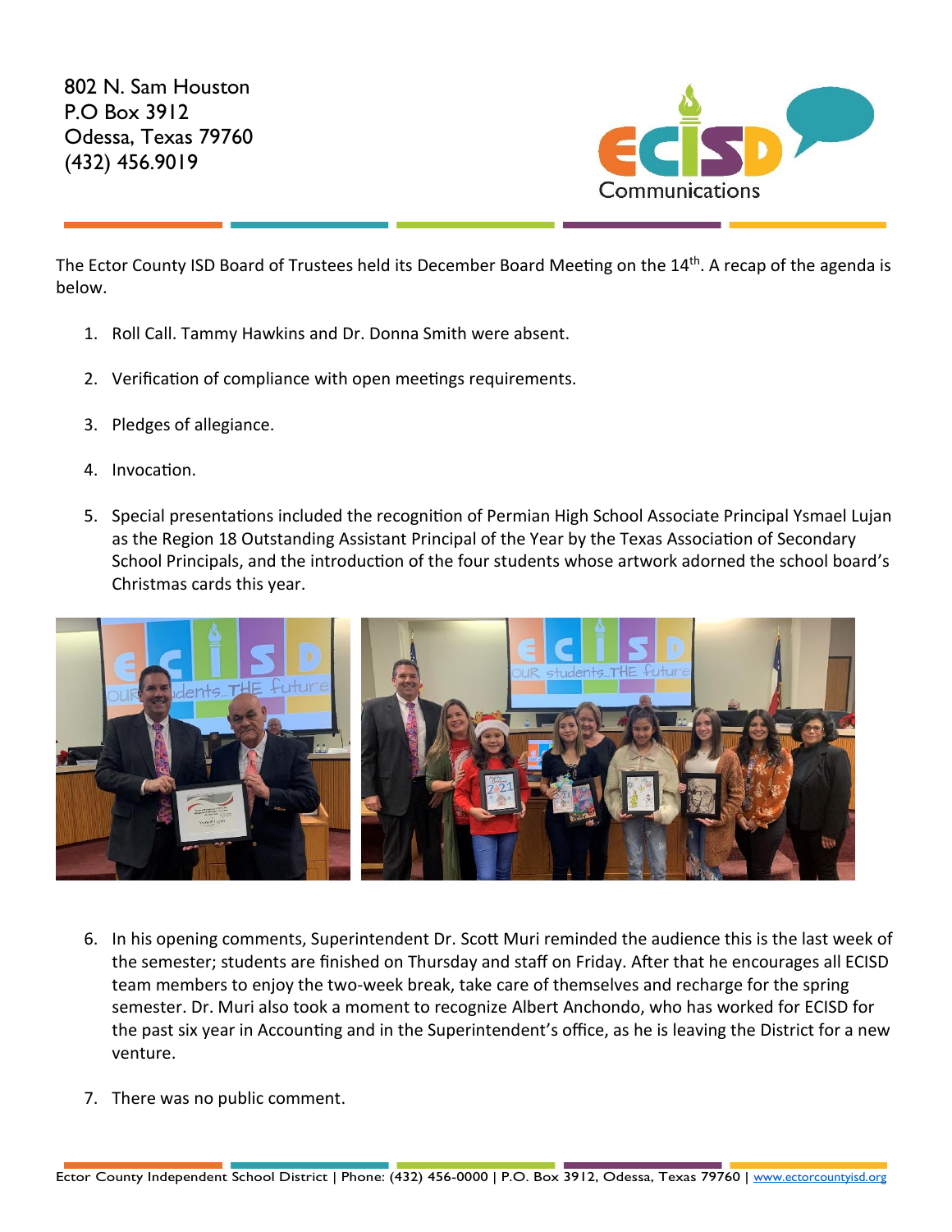802 N. Sam Houston
P.O Box 3912
Odessa, Texas 79760
(432) 456.9019

The Ector County ISD Board of Trustees held its December Board Meeting on the 14th. A recap of the agenda is below.

1. Roll Call. Tammy Hawkins and Dr. Donna Smith were absent.

2. Verification of compliance with open meetings requirements.

3. Pledges of allegiance.

4. Invocation.

5. Special presentations included the recognition of Permian High School Associate Principal Ysmael Lujan as the Region 18 Outstanding Assistant Principal of the Year by the Texas Association of Secondary School Principals, and the introduction of the four students whose artwork adorned the school board's Christmas cards this year.

6. In his opening comments, Superintendent Dr. Scott Muri reminded the audience this is the last week of the semester; students are finished on Thursday and staff on Friday. After that he encourages all ECISD team members to enjoy the two-week break, take care of themselves and recharge for the spring semester. Dr. Muri also took a moment to recognize Albert Anchondo, who has worked for ECISD for the past six year in Accounting and in the Superintendent's office, as he is leaving the District for a new venture.

7. There was no public comment.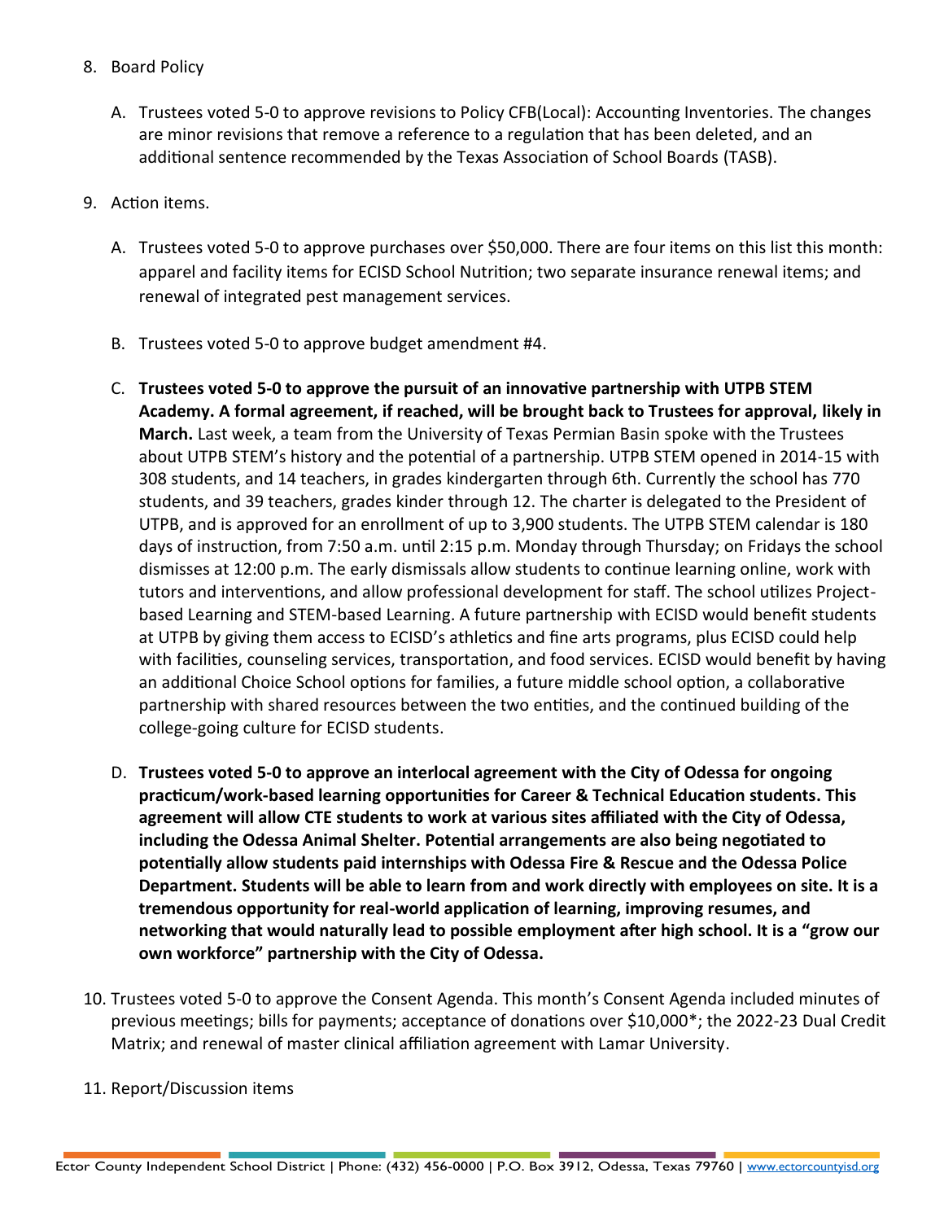8. Board Policy

   A. Trustees voted 5-0 to approve revisions to Policy CFB(Local): Accounting Inventories. The changes are minor revisions that remove a reference to a regulation that has been deleted, and an additional sentence recommended by the Texas Association of School Boards (TASB).

9. Action items.

   A. Trustees voted 5-0 to approve purchases over $50,000. There are four items on this list this month: apparel and facility items for ECISD School Nutrition; two separate insurance renewal items; and renewal of integrated pest management services.

   B. Trustees voted 5-0 to approve budget amendment #4.

   C. **Trustees voted 5-0 to approve the pursuit of an innovative partnership with UTPB STEM Academy. A formal agreement, if reached, will be brought back to Trustees for approval, likely in March.** Last week, a team from the University of Texas Permian Basin spoke with the Trustees about UTPB STEM's history and the potential of a partnership. UTPB STEM opened in 2014-15 with 308 students, and 14 teachers, in grades kindergarten through 6th. Currently the school has 770 students, and 39 teachers, grades kinder through 12. The charter is delegated to the President of UTPB, and is approved for an enrollment of up to 3,900 students. The UTPB STEM calendar is 180 days of instruction, from 7:50 a.m. until 2:15 p.m. Monday through Thursday; on Fridays the school dismisses at 12:00 p.m. The early dismissals allow students to continue learning online, work with tutors and interventions, and allow professional development for staff. The school utilizes Project-based Learning and STEM-based Learning. A future partnership with ECISD would benefit students at UTPB by giving them access to ECISD's athletics and fine arts programs, plus ECISD could help with facilities, counseling services, transportation, and food services. ECISD would benefit by having an additional Choice School options for families, a future middle school option, a collaborative partnership with shared resources between the two entities, and the continued building of the college-going culture for ECISD students.

   D. **Trustees voted 5-0 to approve an interlocal agreement with the City of Odessa for ongoing practicum/work-based learning opportunities for Career & Technical Education students. This agreement will allow CTE students to work at various sites affiliated with the City of Odessa, including the Odessa Animal Shelter. Potential arrangements are also being negotiated to potentially allow students paid internships with Odessa Fire & Rescue and the Odessa Police Department. Students will be able to learn from and work directly with employees on site. It is a tremendous opportunity for real-world application of learning, improving resumes, and networking that would naturally lead to possible employment after high school. It is a "grow our own workforce" partnership with the City of Odessa.**

10. Trustees voted 5-0 to approve the Consent Agenda. This month's Consent Agenda included minutes of previous meetings; bills for payments; acceptance of donations over $10,000*; the 2022-23 Dual Credit Matrix; and renewal of master clinical affiliation agreement with Lamar University.

11. Report/Discussion items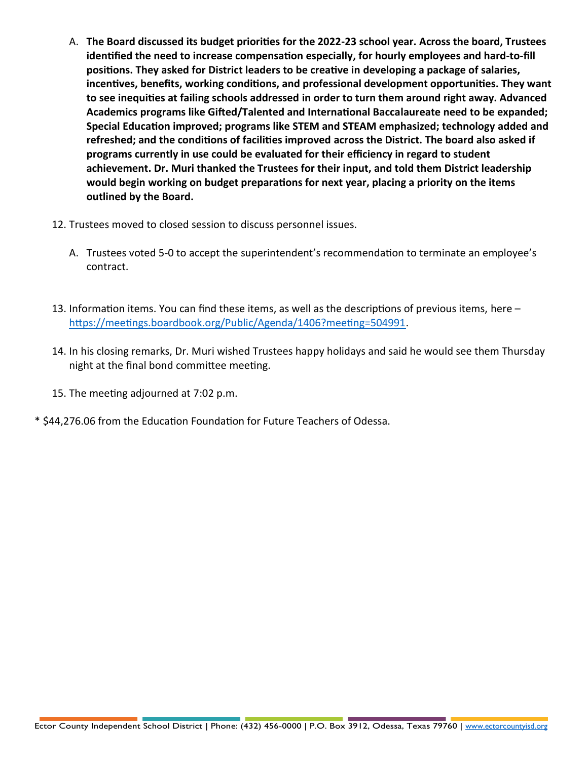A. **The Board discussed its budget priorities for the 2022-23 school year. Across the board, Trustees identified the need to increase compensation especially, for hourly employees and hard-to-fill positions. They asked for District leaders to be creative in developing a package of salaries, incentives, benefits, working conditions, and professional development opportunities. They want to see inequities at failing schools addressed in order to turn them around right away. Advanced Academics programs like Gifted/Talented and International Baccalaureate need to be expanded; Special Education improved; programs like STEM and STEAM emphasized; technology added and refreshed; and the conditions of facilities improved across the District. The board also asked if programs currently in use could be evaluated for their efficiency in regard to student achievement. Dr. Muri thanked the Trustees for their input, and told them District leadership would begin working on budget preparations for next year, placing a priority on the items outlined by the Board.**

12. Trustees moved to closed session to discuss personnel issues.

    A. Trustees voted 5-0 to accept the superintendent's recommendation to terminate an employee's contract.

13. Information items. You can find these items, as well as the descriptions of previous items, here – https://meetings.boardbook.org/Public/Agenda/1406?meeting=504991.

14. In his closing remarks, Dr. Muri wished Trustees happy holidays and said he would see them Thursday night at the final bond committee meeting.

15. The meeting adjourned at 7:02 p.m.

* $44,276.06 from the Education Foundation for Future Teachers of Odessa.